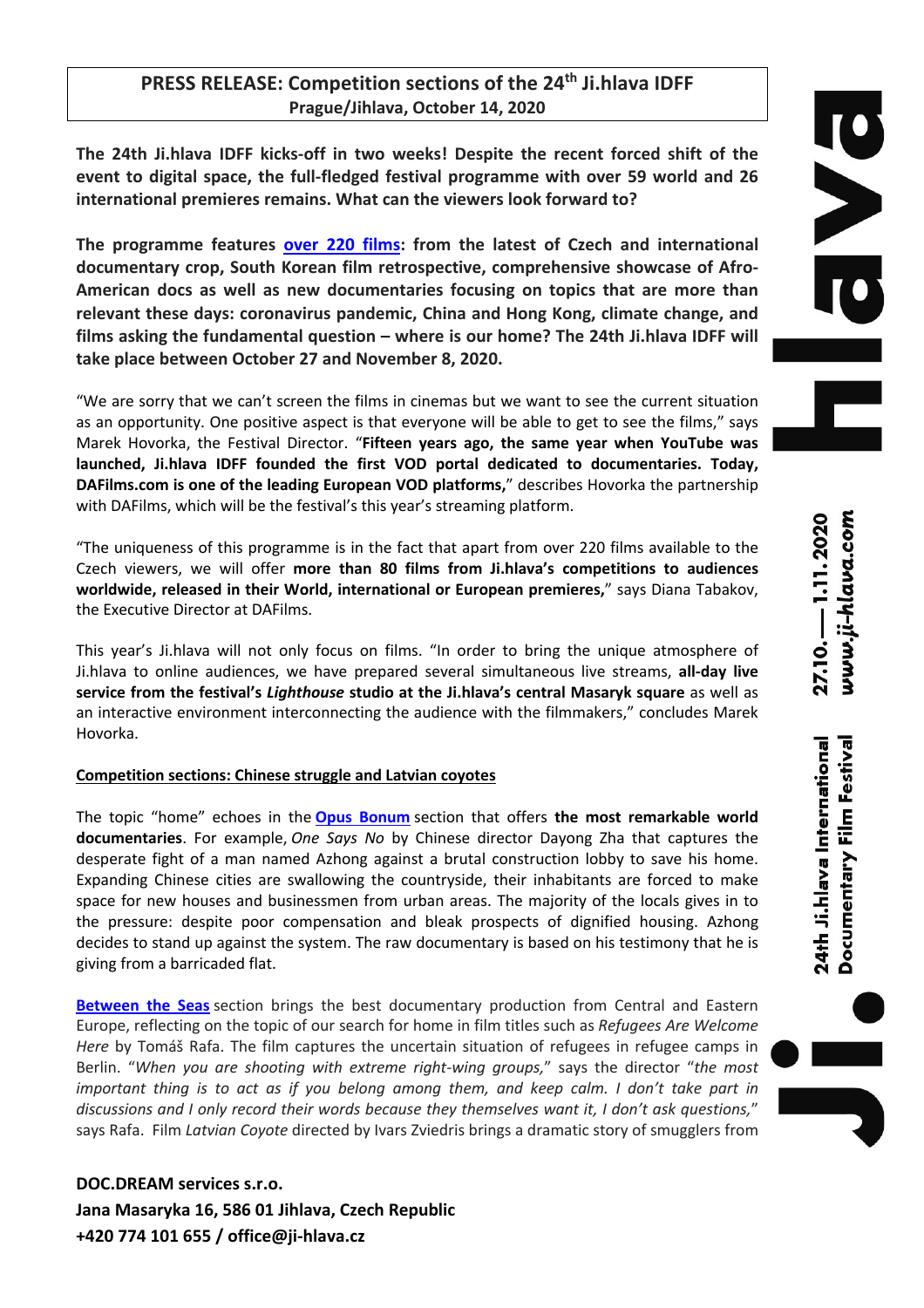## PRESS RELEASE: Competition sections of the 24th Ji.hlava IDFF

**Prague/Jihlava, October 14, 2020**

**The 24th Ji.hlava IDFF kicks-off in two weeks! Despite the recent forced shift of the event to digital space, the full-fledged festival programme with over 59 world and 26 international premieres remains. What can the viewers look forward to?**

**The programme features over 220 films: from the latest of Czech and international documentary crop, South Korean film retrospective, comprehensive showcase of Afro-American docs as well as new documentaries focusing on topics that are more than relevant these days: coronavirus pandemic, China and Hong Kong, climate change, and films asking the fundamental question – where is our home? The 24th Ji.hlava IDFF will take place between October 27 and November 8, 2020.**

"We are sorry that we can't screen the films in cinemas but we want to see the current situation as an opportunity. One positive aspect is that everyone will be able to get to see the films," says Marek Hovorka, the Festival Director. "**Fifteen years ago, the same year when YouTube was launched, Ji.hlava IDFF founded the first VOD portal dedicated to documentaries. Today, DAFilms.com is one of the leading European VOD platforms,**" describes Hovorka the partnership with DAFilms, which will be the festival's this year's streaming platform.

"The uniqueness of this programme is in the fact that apart from over 220 films available to the Czech viewers, we will offer **more than 80 films from Ji.hlava's competitions to audiences worldwide, released in their World, international or European premieres,**" says Diana Tabakov, the Executive Director at DAFilms.

This year's Ji.hlava will not only focus on films. "In order to bring the unique atmosphere of Ji.hlava to online audiences, we have prepared several simultaneous live streams, **all-day live service from the festival's *Lighthouse* studio at the Ji.hlava's central Masaryk square** as well as an interactive environment interconnecting the audience with the filmmakers," concludes Marek Hovorka.

### Competition sections: Chinese struggle and Latvian coyotes

The topic "home" echoes in the **Opus Bonum** section that offers **the most remarkable world documentaries**. For example, *One Says No* by Chinese director Dayong Zha that captures the desperate fight of a man named Azhong against a brutal construction lobby to save his home. Expanding Chinese cities are swallowing the countryside, their inhabitants are forced to make space for new houses and businessmen from urban areas. The majority of the locals gives in to the pressure: despite poor compensation and bleak prospects of dignified housing. Azhong decides to stand up against the system. The raw documentary is based on his testimony that he is giving from a barricaded flat.

**Between the Seas** section brings the best documentary production from Central and Eastern Europe, reflecting on the topic of our search for home in film titles such as *Refugees Are Welcome Here* by Tomáš Rafa. The film captures the uncertain situation of refugees in refugee camps in Berlin. "*When you are shooting with extreme right-wing groups,*" says the director "*the most important thing is to act as if you belong among them, and keep calm. I don't take part in discussions and I only record their words because they themselves want it, I don't ask questions,*" says Rafa. Film *Latvian Coyote* directed by Ivars Zviedris brings a dramatic story of smugglers from

**DOC.DREAM services s.r.o.**
**Jana Masaryka 16, 586 01 Jihlava, Czech Republic**
**+420 774 101 655 / office@ji-hlava.cz**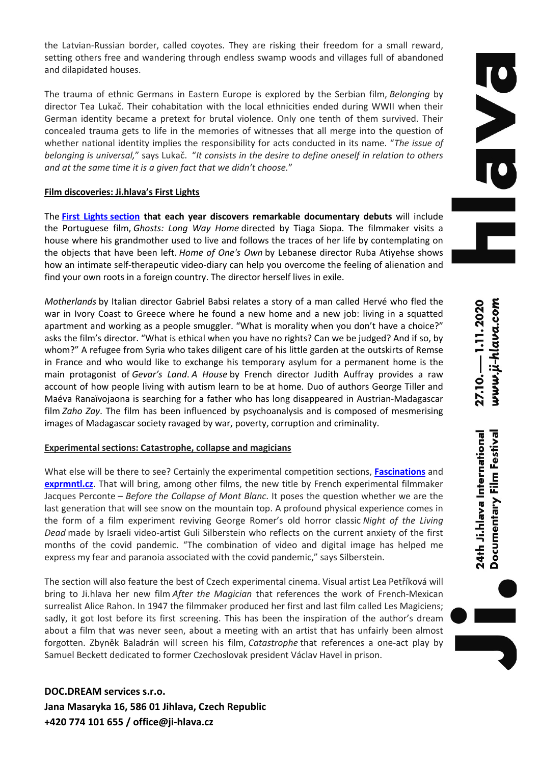the Latvian-Russian border, called coyotes. They are risking their freedom for a small reward, setting others free and wandering through endless swamp woods and villages full of abandoned and dilapidated houses.

The trauma of ethnic Germans in Eastern Europe is explored by the Serbian film, *Belonging* by director Tea Lukač. Their cohabitation with the local ethnicities ended during WWII when their German identity became a pretext for brutal violence. Only one tenth of them survived. Their concealed trauma gets to life in the memories of witnesses that all merge into the question of whether national identity implies the responsibility for acts conducted in its name. "*The issue of belonging is universal,*" says Lukač. "*It consists in the desire to define oneself in relation to others and at the same time it is a given fact that we didn't choose.*"

**Film discoveries: Ji.hlava's First Lights**

The **First Lights section that each year discovers remarkable documentary debuts** will include the Portuguese film, *Ghosts: Long Way Home* directed by Tiaga Siopa. The filmmaker visits a house where his grandmother used to live and follows the traces of her life by contemplating on the objects that have been left. *Home of One's Own* by Lebanese director Ruba Atiyehse shows how an intimate self-therapeutic video-diary can help you overcome the feeling of alienation and find your own roots in a foreign country. The director herself lives in exile.

*Motherlands* by Italian director Gabriel Babsi relates a story of a man called Hervé who fled the war in Ivory Coast to Greece where he found a new home and a new job: living in a squatted apartment and working as a people smuggler. "What is morality when you don't have a choice?" asks the film's director. "What is ethical when you have no rights? Can we be judged? And if so, by whom?" A refugee from Syria who takes diligent care of his little garden at the outskirts of Remse in France and who would like to exchange his temporary asylum for a permanent home is the main protagonist of *Gevar's Land*. *A House* by French director Judith Auffray provides a raw account of how people living with autism learn to be at home. Duo of authors George Tiller and Maéva Ranaïvojaona is searching for a father who has long disappeared in Austrian-Madagascar film *Zaho Zay*. The film has been influenced by psychoanalysis and is composed of mesmerising images of Madagascar society ravaged by war, poverty, corruption and criminality.

**Experimental sections: Catastrophe, collapse and magicians**

What else will be there to see? Certainly the experimental competition sections, **Fascinations** and **exprmntl.cz**. That will bring, among other films, the new title by French experimental filmmaker Jacques Perconte – *Before the Collapse of Mont Blanc*. It poses the question whether we are the last generation that will see snow on the mountain top. A profound physical experience comes in the form of a film experiment reviving George Romer's old horror classic *Night of the Living Dead* made by Israeli video-artist Guli Silberstein who reflects on the current anxiety of the first months of the covid pandemic. "The combination of video and digital image has helped me express my fear and paranoia associated with the covid pandemic," says Silberstein.

The section will also feature the best of Czech experimental cinema. Visual artist Lea Petříková will bring to Ji.hlava her new film *After the Magician* that references the work of French-Mexican surrealist Alice Rahon. In 1947 the filmmaker produced her first and last film called Les Magiciens; sadly, it got lost before its first screening. This has been the inspiration of the author's dream about a film that was never seen, about a meeting with an artist that has unfairly been almost forgotten. Zbyněk Baladrán will screen his film, *Catastrophe* that references a one-act play by Samuel Beckett dedicated to former Czechoslovak president Václav Havel in prison.

**DOC.DREAM services s.r.o.**
**Jana Masaryka 16, 586 01 Jihlava, Czech Republic**
**+420 774 101 655 / office@ji-hlava.cz**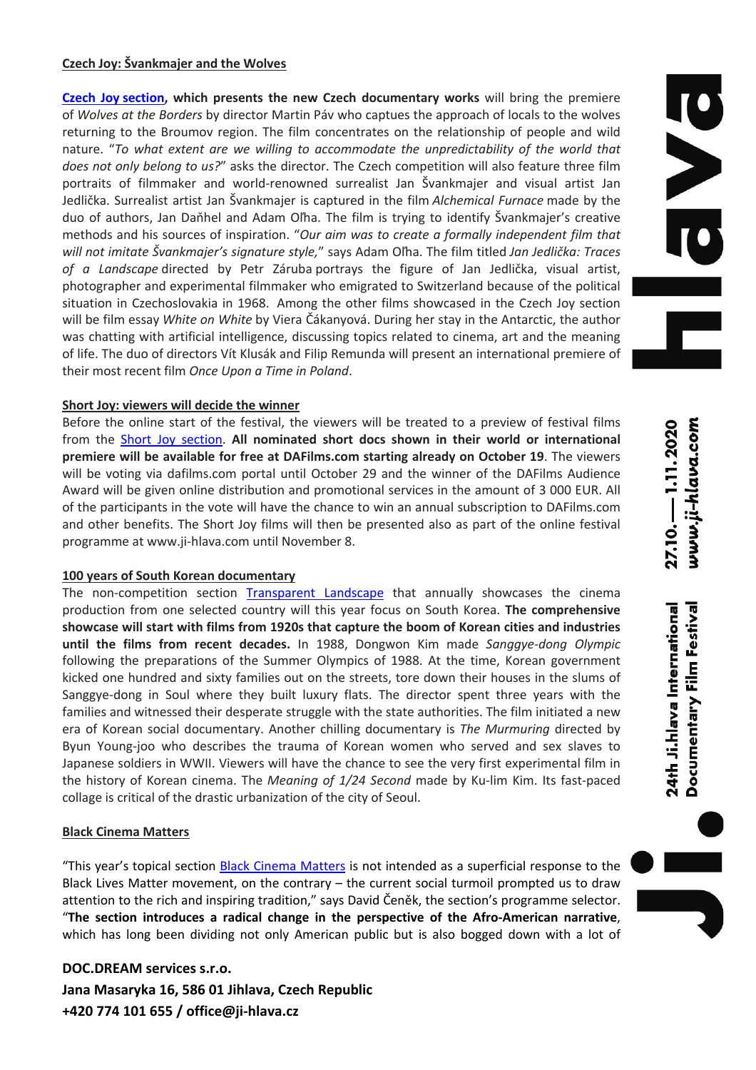**Czech Joy: Švankmajer and the Wolves**

**Czech Joy section, which presents the new Czech documentary works** will bring the premiere of *Wolves at the Borders* by director Martin Páv who captues the approach of locals to the wolves returning to the Broumov region. The film concentrates on the relationship of people and wild nature. "*To what extent are we willing to accommodate the unpredictability of the world that does not only belong to us?*" asks the director. The Czech competition will also feature three film portraits of filmmaker and world-renowned surrealist Jan Švankmajer and visual artist Jan Jedlička. Surrealist artist Jan Švankmajer is captured in the film *Alchemical Furnace* made by the duo of authors, Jan Daňhel and Adam Oľha. The film is trying to identify Švankmajer's creative methods and his sources of inspiration. "*Our aim was to create a formally independent film that will not imitate Švankmajer's signature style,*" says Adam Oľha. The film titled *Jan Jedlička: Traces of a Landscape* directed by Petr Záruba portrays the figure of Jan Jedlička, visual artist, photographer and experimental filmmaker who emigrated to Switzerland because of the political situation in Czechoslovakia in 1968. Among the other films showcased in the Czech Joy section will be film essay *White on White* by Viera Čákanyová. During her stay in the Antarctic, the author was chatting with artificial intelligence, discussing topics related to cinema, art and the meaning of life. The duo of directors Vít Klusák and Filip Remunda will present an international premiere of their most recent film *Once Upon a Time in Poland*.

**Short Joy: viewers will decide the winner**

Before the online start of the festival, the viewers will be treated to a preview of festival films from the Short Joy section. **All nominated short docs shown in their world or international premiere will be available for free at DAFilms.com starting already on October 19**. The viewers will be voting via dafilms.com portal until October 29 and the winner of the DAFilms Audience Award will be given online distribution and promotional services in the amount of 3 000 EUR. All of the participants in the vote will have the chance to win an annual subscription to DAFilms.com and other benefits. The Short Joy films will then be presented also as part of the online festival programme at www.ji-hlava.com until November 8.

**100 years of South Korean documentary**

The non-competition section Transparent Landscape that annually showcases the cinema production from one selected country will this year focus on South Korea. **The comprehensive showcase will start with films from 1920s that capture the boom of Korean cities and industries until the films from recent decades.** In 1988, Dongwon Kim made *Sanggye-dong Olympic* following the preparations of the Summer Olympics of 1988. At the time, Korean government kicked one hundred and sixty families out on the streets, tore down their houses in the slums of Sanggye-dong in Soul where they built luxury flats. The director spent three years with the families and witnessed their desperate struggle with the state authorities. The film initiated a new era of Korean social documentary. Another chilling documentary is *The Murmuring* directed by Byun Young-joo who describes the trauma of Korean women who served and sex slaves to Japanese soldiers in WWII. Viewers will have the chance to see the very first experimental film in the history of Korean cinema. The *Meaning of 1/24 Second* made by Ku-lim Kim. Its fast-paced collage is critical of the drastic urbanization of the city of Seoul.

**Black Cinema Matters**

"This year's topical section Black Cinema Matters is not intended as a superficial response to the Black Lives Matter movement, on the contrary – the current social turmoil prompted us to draw attention to the rich and inspiring tradition," says David Čeněk, the section's programme selector. "**The section introduces a radical change in the perspective of the Afro-American narrative**, which has long been dividing not only American public but is also bogged down with a lot of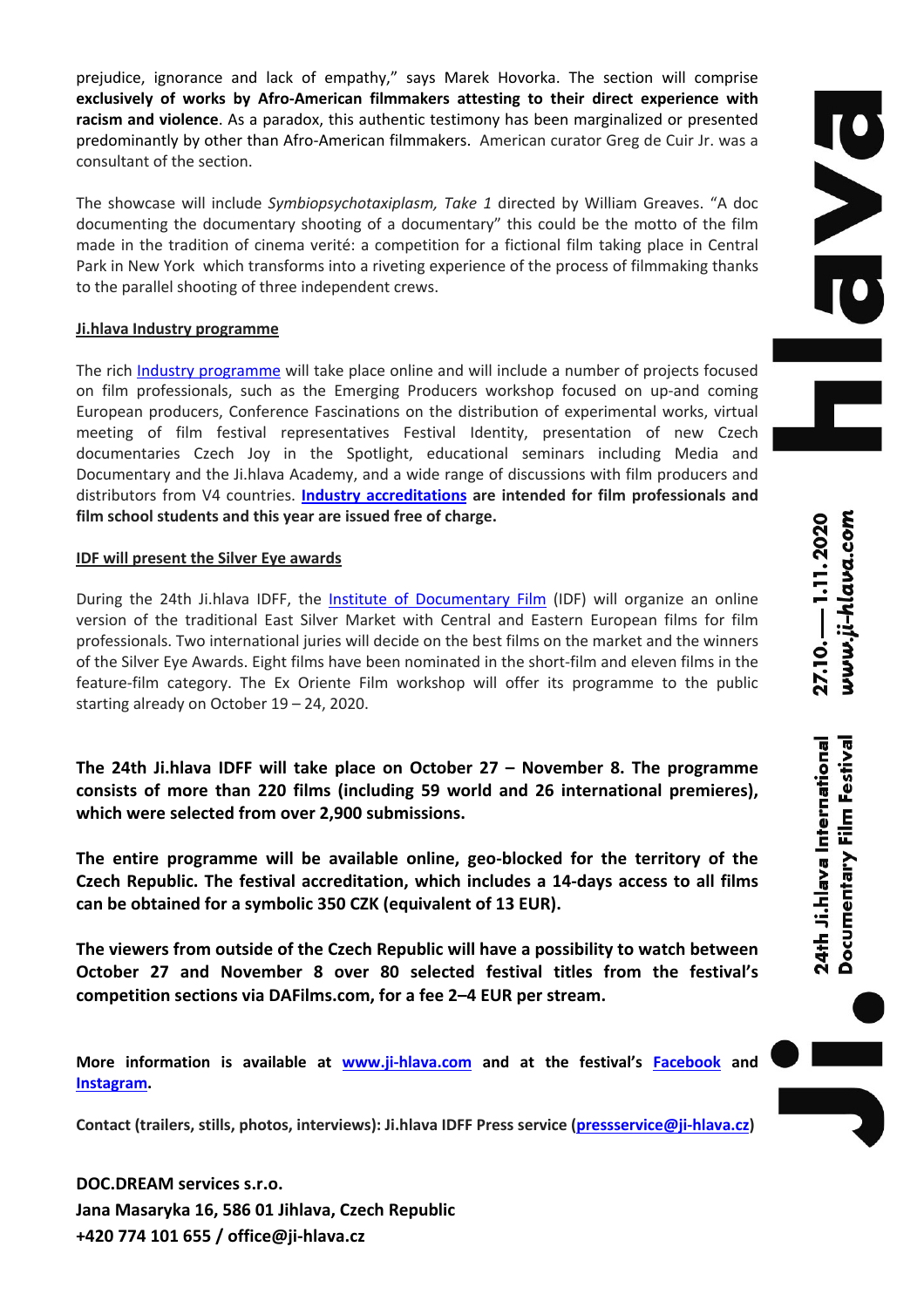prejudice, ignorance and lack of empathy," says Marek Hovorka. The section will comprise **exclusively of works by Afro-American filmmakers attesting to their direct experience with racism and violence**. As a paradox, this authentic testimony has been marginalized or presented predominantly by other than Afro-American filmmakers. American curator Greg de Cuir Jr. was a consultant of the section.

The showcase will include *Symbiopsychotaxiplasm, Take 1* directed by William Greaves. "A doc documenting the documentary shooting of a documentary" this could be the motto of the film made in the tradition of cinema verité: a competition for a fictional film taking place in Central Park in New York which transforms into a riveting experience of the process of filmmaking thanks to the parallel shooting of three independent crews.

**Ji.hlava Industry programme**

The rich Industry programme will take place online and will include a number of projects focused on film professionals, such as the Emerging Producers workshop focused on up-and coming European producers, Conference Fascinations on the distribution of experimental works, virtual meeting of film festival representatives Festival Identity, presentation of new Czech documentaries Czech Joy in the Spotlight, educational seminars including Media and Documentary and the Ji.hlava Academy, and a wide range of discussions with film producers and distributors from V4 countries. **Industry accreditations are intended for film professionals and film school students and this year are issued free of charge.**

**IDF will present the Silver Eye awards**

During the 24th Ji.hlava IDFF, the Institute of Documentary Film (IDF) will organize an online version of the traditional East Silver Market with Central and Eastern European films for film professionals. Two international juries will decide on the best films on the market and the winners of the Silver Eye Awards. Eight films have been nominated in the short-film and eleven films in the feature-film category. The Ex Oriente Film workshop will offer its programme to the public starting already on October 19 – 24, 2020.

**The 24th Ji.hlava IDFF will take place on October 27 – November 8. The programme consists of more than 220 films (including 59 world and 26 international premieres), which were selected from over 2,900 submissions.**

**The entire programme will be available online, geo-blocked for the territory of the Czech Republic. The festival accreditation, which includes a 14-days access to all films can be obtained for a symbolic 350 CZK (equivalent of 13 EUR).**

**The viewers from outside of the Czech Republic will have a possibility to watch between October 27 and November 8 over 80 selected festival titles from the festival's competition sections via DAFilms.com, for a fee 2–4 EUR per stream.**

**More information is available at www.ji-hlava.com and at the festival's Facebook and Instagram.**

**Contact (trailers, stills, photos, interviews): Ji.hlava IDFF Press service (pressservice@ji-hlava.cz)**

**DOC.DREAM services s.r.o.**
**Jana Masaryka 16, 586 01 Jihlava, Czech Republic**
**+420 774 101 655 / office@ji-hlava.cz**